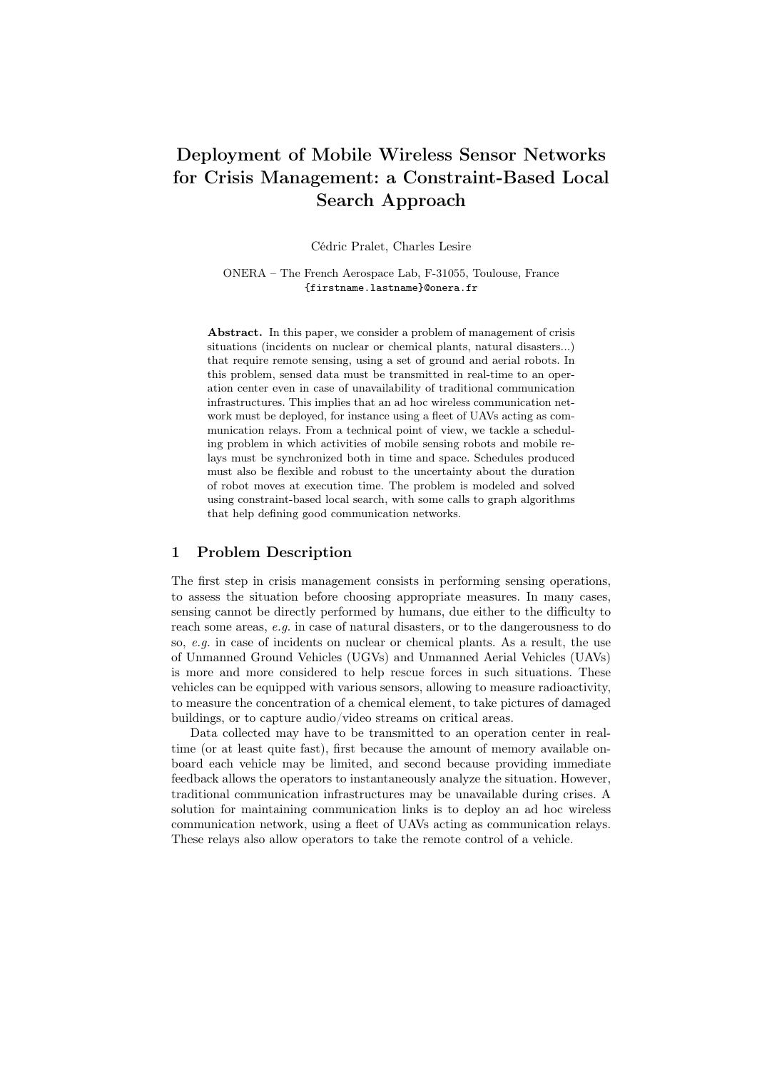# Deployment of Mobile Wireless Sensor Networks for Crisis Management: a Constraint-Based Local Search Approach

Cédric Pralet, Charles Lesire

ONERA – The French Aerospace Lab, F-31055, Toulouse, France
{firstname.lastname}@onera.fr

**Abstract.** In this paper, we consider a problem of management of crisis situations (incidents on nuclear or chemical plants, natural disasters...) that require remote sensing, using a set of ground and aerial robots. In this problem, sensed data must be transmitted in real-time to an operation center even in case of unavailability of traditional communication infrastructures. This implies that an ad hoc wireless communication network must be deployed, for instance using a fleet of UAVs acting as communication relays. From a technical point of view, we tackle a scheduling problem in which activities of mobile sensing robots and mobile relays must be synchronized both in time and space. Schedules produced must also be flexible and robust to the uncertainty about the duration of robot moves at execution time. The problem is modeled and solved using constraint-based local search, with some calls to graph algorithms that help defining good communication networks.

## 1 Problem Description

The first step in crisis management consists in performing sensing operations, to assess the situation before choosing appropriate measures. In many cases, sensing cannot be directly performed by humans, due either to the difficulty to reach some areas, *e.g.* in case of natural disasters, or to the dangerousness to do so, *e.g.* in case of incidents on nuclear or chemical plants. As a result, the use of Unmanned Ground Vehicles (UGVs) and Unmanned Aerial Vehicles (UAVs) is more and more considered to help rescue forces in such situations. These vehicles can be equipped with various sensors, allowing to measure radioactivity, to measure the concentration of a chemical element, to take pictures of damaged buildings, or to capture audio/video streams on critical areas.

Data collected may have to be transmitted to an operation center in real-time (or at least quite fast), first because the amount of memory available on-board each vehicle may be limited, and second because providing immediate feedback allows the operators to instantaneously analyze the situation. However, traditional communication infrastructures may be unavailable during crises. A solution for maintaining communication links is to deploy an ad hoc wireless communication network, using a fleet of UAVs acting as communication relays. These relays also allow operators to take the remote control of a vehicle.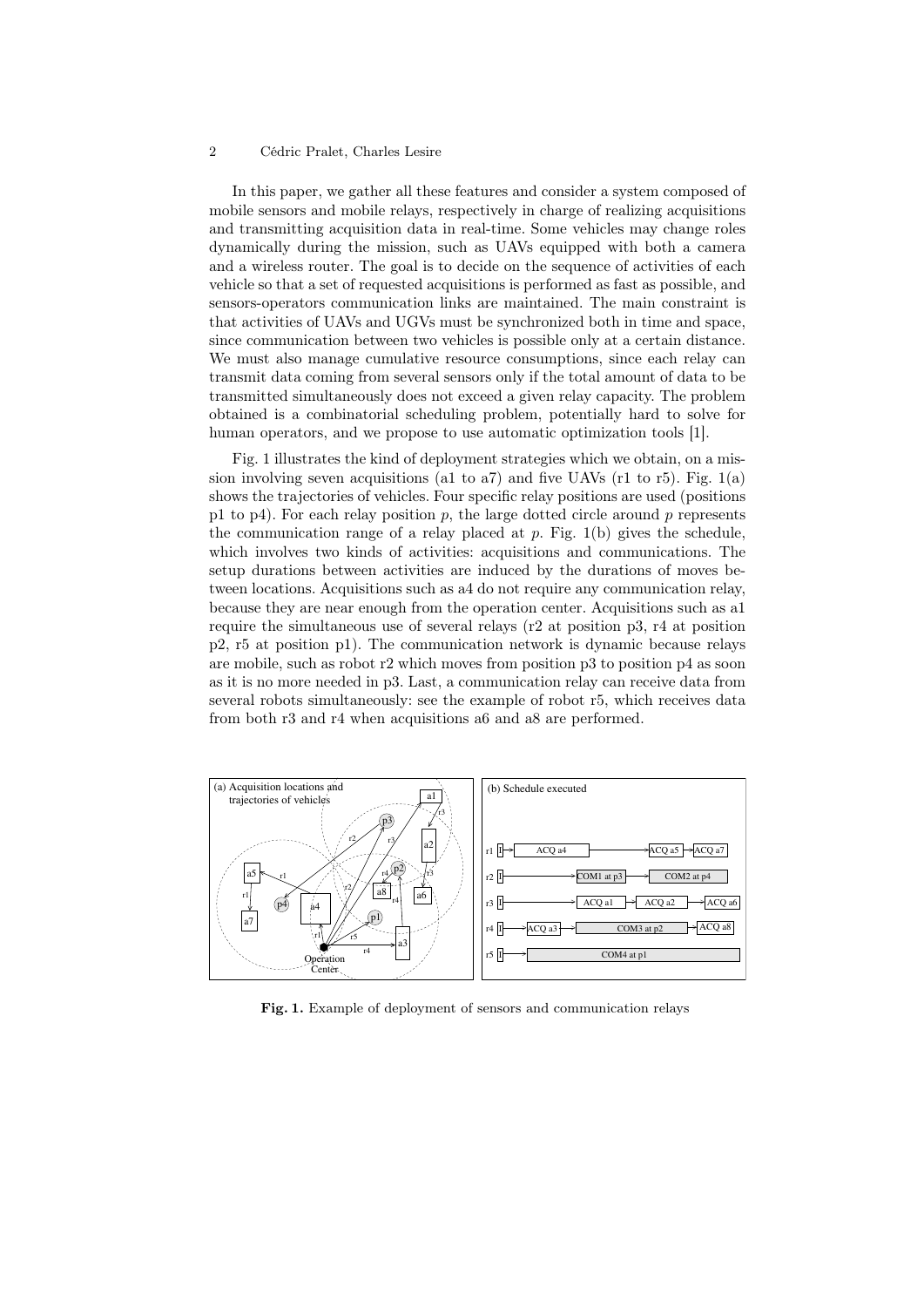In this paper, we gather all these features and consider a system composed of mobile sensors and mobile relays, respectively in charge of realizing acquisitions and transmitting acquisition data in real-time. Some vehicles may change roles dynamically during the mission, such as UAVs equipped with both a camera and a wireless router. The goal is to decide on the sequence of activities of each vehicle so that a set of requested acquisitions is performed as fast as possible, and sensors-operators communication links are maintained. The main constraint is that activities of UAVs and UGVs must be synchronized both in time and space, since communication between two vehicles is possible only at a certain distance. We must also manage cumulative resource consumptions, since each relay can transmit data coming from several sensors only if the total amount of data to be transmitted simultaneously does not exceed a given relay capacity. The problem obtained is a combinatorial scheduling problem, potentially hard to solve for human operators, and we propose to use automatic optimization tools [1].

Fig. 1 illustrates the kind of deployment strategies which we obtain, on a mission involving seven acquisitions (a1 to a7) and five UAVs (r1 to r5). Fig. 1(a) shows the trajectories of vehicles. Four specific relay positions are used (positions p1 to p4). For each relay position *p*, the large dotted circle around *p* represents the communication range of a relay placed at *p*. Fig. 1(b) gives the schedule, which involves two kinds of activities: acquisitions and communications. The setup durations between activities are induced by the durations of moves between locations. Acquisitions such as a4 do not require any communication relay, because they are near enough from the operation center. Acquisitions such as a1 require the simultaneous use of several relays (r2 at position p3, r4 at position p2, r5 at position p1). The communication network is dynamic because relays are mobile, such as robot r2 which moves from position p3 to position p4 as soon as it is no more needed in p3. Last, a communication relay can receive data from several robots simultaneously: see the example of robot r5, which receives data from both r3 and r4 when acquisitions a6 and a8 are performed.

**Fig. 1.** Example of deployment of sensors and communication relays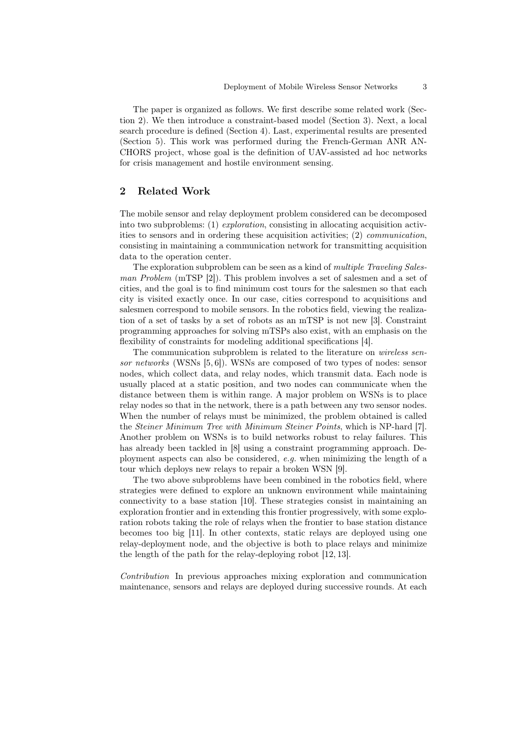The paper is organized as follows. We first describe some related work (Section 2). We then introduce a constraint-based model (Section 3). Next, a local search procedure is defined (Section 4). Last, experimental results are presented (Section 5). This work was performed during the French-German ANR ANCHORS project, whose goal is the definition of UAV-assisted ad hoc networks for crisis management and hostile environment sensing.

## 2 Related Work

The mobile sensor and relay deployment problem considered can be decomposed into two subproblems: (1) *exploration*, consisting in allocating acquisition activities to sensors and in ordering these acquisition activities; (2) *communication*, consisting in maintaining a communication network for transmitting acquisition data to the operation center.

The exploration subproblem can be seen as a kind of *multiple Traveling Salesman Problem* (mTSP [2]). This problem involves a set of salesmen and a set of cities, and the goal is to find minimum cost tours for the salesmen so that each city is visited exactly once. In our case, cities correspond to acquisitions and salesmen correspond to mobile sensors. In the robotics field, viewing the realization of a set of tasks by a set of robots as an mTSP is not new [3]. Constraint programming approaches for solving mTSPs also exist, with an emphasis on the flexibility of constraints for modeling additional specifications [4].

The communication subproblem is related to the literature on *wireless sensor networks* (WSNs [5, 6]). WSNs are composed of two types of nodes: sensor nodes, which collect data, and relay nodes, which transmit data. Each node is usually placed at a static position, and two nodes can communicate when the distance between them is within range. A major problem on WSNs is to place relay nodes so that in the network, there is a path between any two sensor nodes. When the number of relays must be minimized, the problem obtained is called the *Steiner Minimum Tree with Minimum Steiner Points*, which is NP-hard [7]. Another problem on WSNs is to build networks robust to relay failures. This has already been tackled in [8] using a constraint programming approach. Deployment aspects can also be considered, *e.g.* when minimizing the length of a tour which deploys new relays to repair a broken WSN [9].

The two above subproblems have been combined in the robotics field, where strategies were defined to explore an unknown environment while maintaining connectivity to a base station [10]. These strategies consist in maintaining an exploration frontier and in extending this frontier progressively, with some exploration robots taking the role of relays when the frontier to base station distance becomes too big [11]. In other contexts, static relays are deployed using one relay-deployment node, and the objective is both to place relays and minimize the length of the path for the relay-deploying robot [12, 13].

*Contribution* In previous approaches mixing exploration and communication maintenance, sensors and relays are deployed during successive rounds. At each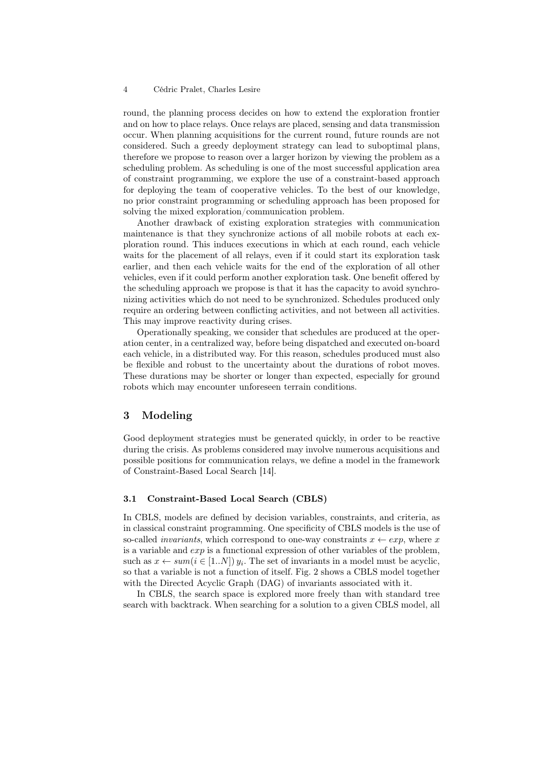round, the planning process decides on how to extend the exploration frontier and on how to place relays. Once relays are placed, sensing and data transmission occur. When planning acquisitions for the current round, future rounds are not considered. Such a greedy deployment strategy can lead to suboptimal plans, therefore we propose to reason over a larger horizon by viewing the problem as a scheduling problem. As scheduling is one of the most successful application area of constraint programming, we explore the use of a constraint-based approach for deploying the team of cooperative vehicles. To the best of our knowledge, no prior constraint programming or scheduling approach has been proposed for solving the mixed exploration/communication problem.

Another drawback of existing exploration strategies with communication maintenance is that they synchronize actions of all mobile robots at each exploration round. This induces executions in which at each round, each vehicle waits for the placement of all relays, even if it could start its exploration task earlier, and then each vehicle waits for the end of the exploration of all other vehicles, even if it could perform another exploration task. One benefit offered by the scheduling approach we propose is that it has the capacity to avoid synchronizing activities which do not need to be synchronized. Schedules produced only require an ordering between conflicting activities, and not between all activities. This may improve reactivity during crises.

Operationally speaking, we consider that schedules are produced at the operation center, in a centralized way, before being dispatched and executed on-board each vehicle, in a distributed way. For this reason, schedules produced must also be flexible and robust to the uncertainty about the durations of robot moves. These durations may be shorter or longer than expected, especially for ground robots which may encounter unforeseen terrain conditions.

## 3 Modeling

Good deployment strategies must be generated quickly, in order to be reactive during the crisis. As problems considered may involve numerous acquisitions and possible positions for communication relays, we define a model in the framework of Constraint-Based Local Search [14].

### 3.1 Constraint-Based Local Search (CBLS)

In CBLS, models are defined by decision variables, constraints, and criteria, as in classical constraint programming. One specificity of CBLS models is the use of so-called *invariants*, which correspond to one-way constraints $x \leftarrow exp$, where $x$ is a variable and $exp$ is a functional expression of other variables of the problem, such as $x \leftarrow sum(i \in [1..N])\, y_i$. The set of invariants in a model must be acyclic, so that a variable is not a function of itself. Fig. 2 shows a CBLS model together with the Directed Acyclic Graph (DAG) of invariants associated with it.

In CBLS, the search space is explored more freely than with standard tree search with backtrack. When searching for a solution to a given CBLS model, all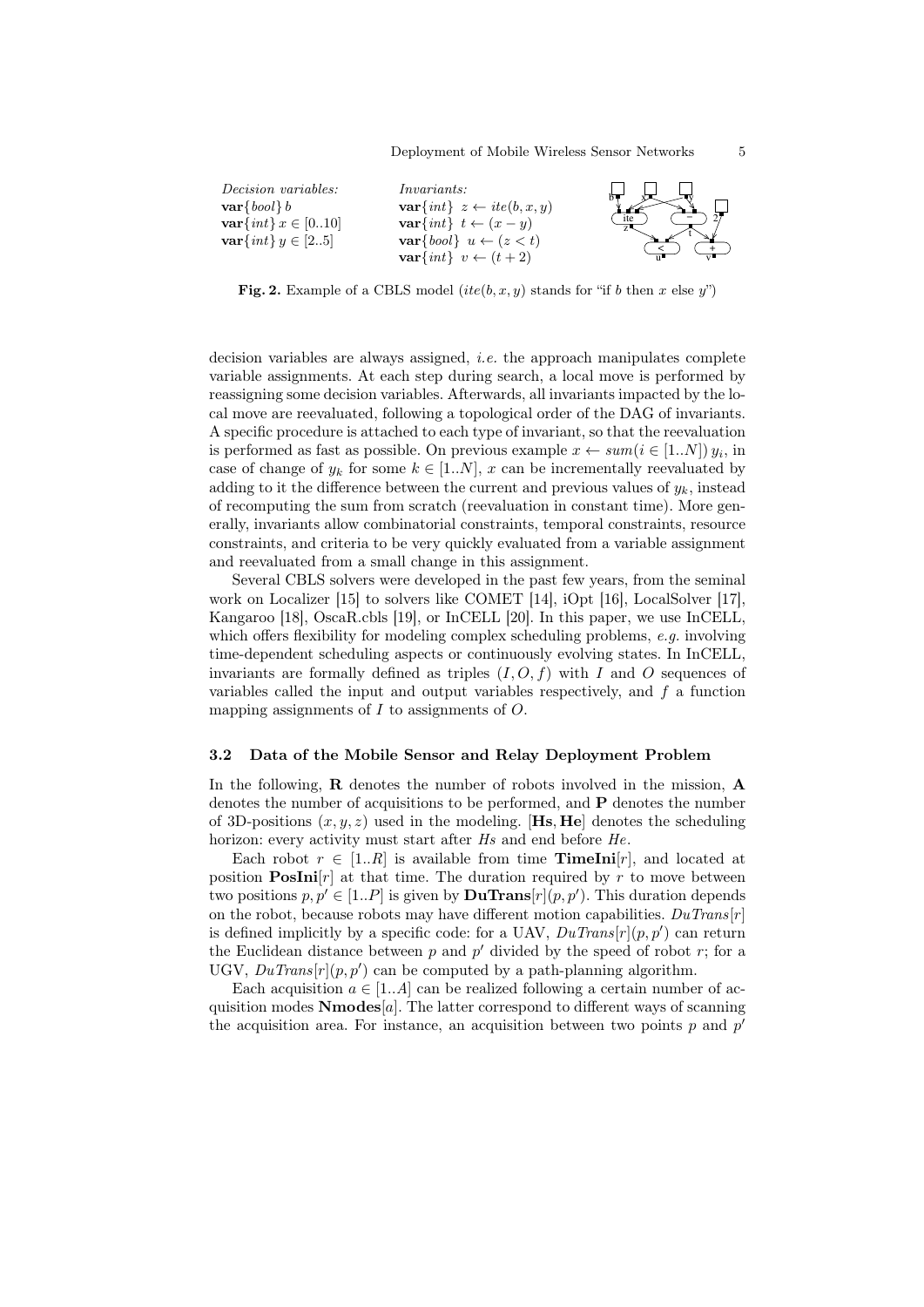*Decision variables:*
$\mathbf{var}\{bool\}\ b$
$\mathbf{var}\{int\}\ x \in [0..10]$
$\mathbf{var}\{int\}\ y \in [2..5]$

*Invariants:*
$\mathbf{var}\{int\}\ z \leftarrow ite(b, x, y)$
$\mathbf{var}\{int\}\ t \leftarrow (x - y)$
$\mathbf{var}\{bool\}\ u \leftarrow (z < t)$
$\mathbf{var}\{int\}\ v \leftarrow (t + 2)$

**Fig. 2.** Example of a CBLS model ($ite(b, x, y)$ stands for "if $b$ then $x$ else $y$")

decision variables are always assigned, *i.e.* the approach manipulates complete variable assignments. At each step during search, a local move is performed by reassigning some decision variables. Afterwards, all invariants impacted by the local move are reevaluated, following a topological order of the DAG of invariants. A specific procedure is attached to each type of invariant, so that the reevaluation is performed as fast as possible. On previous example $x \leftarrow sum(i \in [1..N])\, y_i$, in case of change of $y_k$ for some $k \in [1..N]$, $x$ can be incrementally reevaluated by adding to it the difference between the current and previous values of $y_k$, instead of recomputing the sum from scratch (reevaluation in constant time). More generally, invariants allow combinatorial constraints, temporal constraints, resource constraints, and criteria to be very quickly evaluated from a variable assignment and reevaluated from a small change in this assignment.

Several CBLS solvers were developed in the past few years, from the seminal work on Localizer [15] to solvers like COMET [14], iOpt [16], LocalSolver [17], Kangaroo [18], OscaR.cbls [19], or InCELL [20]. In this paper, we use InCELL, which offers flexibility for modeling complex scheduling problems, *e.g.* involving time-dependent scheduling aspects or continuously evolving states. In InCELL, invariants are formally defined as triples $(I, O, f)$ with $I$ and $O$ sequences of variables called the input and output variables respectively, and $f$ a function mapping assignments of $I$ to assignments of $O$.

### 3.2 Data of the Mobile Sensor and Relay Deployment Problem

In the following, **R** denotes the number of robots involved in the mission, **A** denotes the number of acquisitions to be performed, and **P** denotes the number of 3D-positions $(x, y, z)$ used in the modeling. [**Hs**, **He**] denotes the scheduling horizon: every activity must start after $Hs$ and end before $He$.

Each robot $r \in [1..R]$ is available from time **TimeIni**$[r]$, and located at position **PosIni**$[r]$ at that time. The duration required by $r$ to move between two positions $p, p' \in [1..P]$ is given by **DuTrans**$[r](p, p')$. This duration depends on the robot, because robots may have different motion capabilities. $DuTrans[r]$ is defined implicitly by a specific code: for a UAV, $DuTrans[r](p, p')$ can return the Euclidean distance between $p$ and $p'$ divided by the speed of robot $r$; for a UGV, $DuTrans[r](p, p')$ can be computed by a path-planning algorithm.

Each acquisition $a \in [1..A]$ can be realized following a certain number of acquisition modes **Nmodes**$[a]$. The latter correspond to different ways of scanning the acquisition area. For instance, an acquisition between two points $p$ and $p'$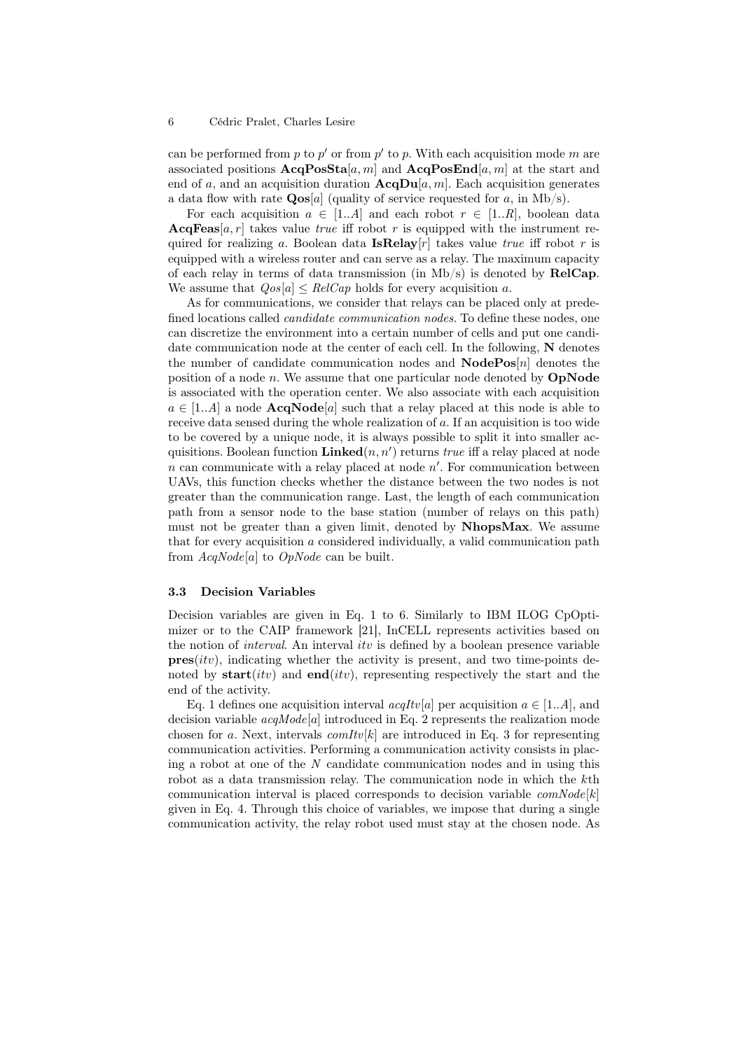can be performed from $p$ to $p'$ or from $p'$ to $p$. With each acquisition mode $m$ are associated positions $\mathbf{AcqPosSta}[a,m]$ and $\mathbf{AcqPosEnd}[a,m]$ at the start and end of $a$, and an acquisition duration $\mathbf{AcqDu}[a,m]$. Each acquisition generates a data flow with rate $\mathbf{Qos}[a]$ (quality of service requested for $a$, in Mb/s).

For each acquisition $a \in [1..A]$ and each robot $r \in [1..R]$, boolean data $\mathbf{AcqFeas}[a,r]$ takes value *true* iff robot $r$ is equipped with the instrument required for realizing $a$. Boolean data $\mathbf{IsRelay}[r]$ takes value *true* iff robot $r$ is equipped with a wireless router and can serve as a relay. The maximum capacity of each relay in terms of data transmission (in Mb/s) is denoted by **RelCap**. We assume that $Qos[a] \leq RelCap$ holds for every acquisition $a$.

As for communications, we consider that relays can be placed only at predefined locations called *candidate communication nodes*. To define these nodes, one can discretize the environment into a certain number of cells and put one candidate communication node at the center of each cell. In the following, **N** denotes the number of candidate communication nodes and $\mathbf{NodePos}[n]$ denotes the position of a node $n$. We assume that one particular node denoted by **OpNode** is associated with the operation center. We also associate with each acquisition $a \in [1..A]$ a node $\mathbf{AcqNode}[a]$ such that a relay placed at this node is able to receive data sensed during the whole realization of $a$. If an acquisition is too wide to be covered by a unique node, it is always possible to split it into smaller acquisitions. Boolean function $\mathbf{Linked}(n,n')$ returns *true* iff a relay placed at node $n$ can communicate with a relay placed at node $n'$. For communication between UAVs, this function checks whether the distance between the two nodes is not greater than the communication range. Last, the length of each communication path from a sensor node to the base station (number of relays on this path) must not be greater than a given limit, denoted by **NhopsMax**. We assume that for every acquisition $a$ considered individually, a valid communication path from $AcqNode[a]$ to $OpNode$ can be built.

### 3.3 Decision Variables

Decision variables are given in Eq. 1 to 6. Similarly to IBM ILOG CpOptimizer or to the CAIP framework [21], InCELL represents activities based on the notion of *interval*. An interval $itv$ is defined by a boolean presence variable $\mathbf{pres}(itv)$, indicating whether the activity is present, and two time-points denoted by $\mathbf{start}(itv)$ and $\mathbf{end}(itv)$, representing respectively the start and the end of the activity.

Eq. 1 defines one acquisition interval $acqItv[a]$ per acquisition $a \in [1..A]$, and decision variable $acqMode[a]$ introduced in Eq. 2 represents the realization mode chosen for $a$. Next, intervals $comItv[k]$ are introduced in Eq. 3 for representing communication activities. Performing a communication activity consists in placing a robot at one of the $N$ candidate communication nodes and in using this robot as a data transmission relay. The communication node in which the $k$th communication interval is placed corresponds to decision variable $comNode[k]$ given in Eq. 4. Through this choice of variables, we impose that during a single communication activity, the relay robot used must stay at the chosen node. As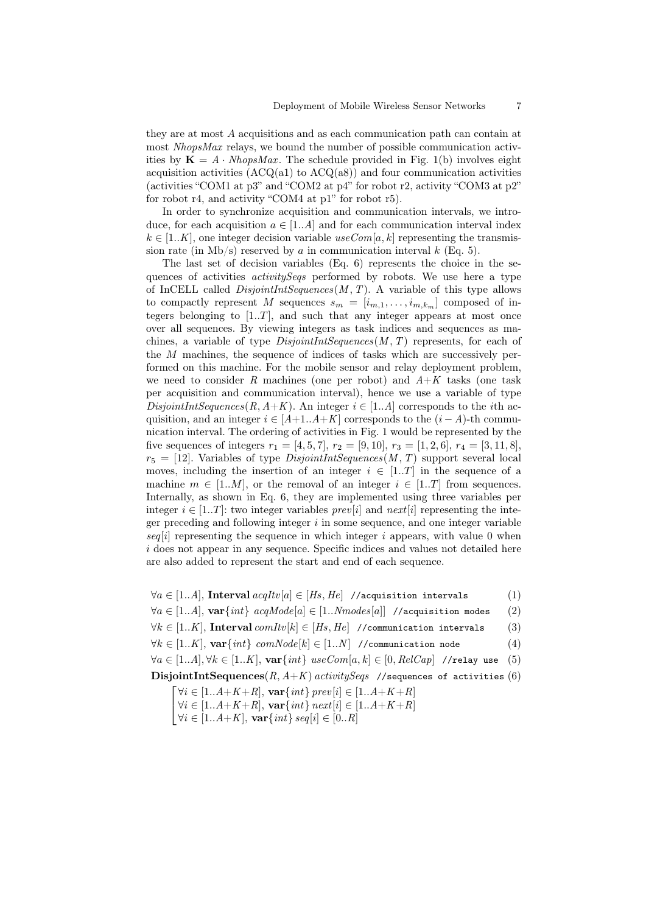they are at most $A$ acquisitions and as each communication path can contain at most *NhopsMax* relays, we bound the number of possible communication activities by $\mathbf{K} = A \cdot \mathit{NhopsMax}$. The schedule provided in Fig. 1(b) involves eight acquisition activities (ACQ(a1) to ACQ(a8)) and four communication activities (activities "COM1 at p3" and "COM2 at p4" for robot r2, activity "COM3 at p2" for robot r4, and activity "COM4 at p1" for robot r5).

In order to synchronize acquisition and communication intervals, we introduce, for each acquisition $a \in [1..A]$ and for each communication interval index $k \in [1..K]$, one integer decision variable $\mathit{useCom}[a, k]$ representing the transmission rate (in Mb/s) reserved by $a$ in communication interval $k$ (Eq. 5).

The last set of decision variables (Eq. 6) represents the choice in the sequences of activities *activitySeqs* performed by robots. We use here a type of InCELL called $\mathit{DisjointIntSequences}(M, T)$. A variable of this type allows to compactly represent $M$ sequences $s_m = [i_{m,1}, \ldots, i_{m,k_m}]$ composed of integers belonging to $[1..T]$, and such that any integer appears at most once over all sequences. By viewing integers as task indices and sequences as machines, a variable of type $\mathit{DisjointIntSequences}(M, T)$ represents, for each of the $M$ machines, the sequence of indices of tasks which are successively performed on this machine. For the mobile sensor and relay deployment problem, we need to consider $R$ machines (one per robot) and $A+K$ tasks (one task per acquisition and communication interval), hence we use a variable of type $\mathit{DisjointIntSequences}(R, A+K)$. An integer $i \in [1..A]$ corresponds to the $i$th acquisition, and an integer $i \in [A+1..A+K]$ corresponds to the $(i - A)$-th communication interval. The ordering of activities in Fig. 1 would be represented by the five sequences of integers $r_1 = [4, 5, 7]$, $r_2 = [9, 10]$, $r_3 = [1, 2, 6]$, $r_4 = [3, 11, 8]$, $r_5 = [12]$. Variables of type $\mathit{DisjointIntSequences}(M, T)$ support several local moves, including the insertion of an integer $i \in [1..T]$ in the sequence of a machine $m \in [1..M]$, or the removal of an integer $i \in [1..T]$ from sequences. Internally, as shown in Eq. 6, they are implemented using three variables per integer $i \in [1..T]$: two integer variables $\mathit{prev}[i]$ and $\mathit{next}[i]$ representing the integer preceding and following integer $i$ in some sequence, and one integer variable $\mathit{seq}[i]$ representing the sequence in which integer $i$ appears, with value 0 when $i$ does not appear in any sequence. Specific indices and values not detailed here are also added to represent the start and end of each sequence.

$$\forall a \in [1..A],\ \textbf{Interval}\ \mathit{acqItv}[a] \in [Hs, He] \quad \texttt{//acquisition intervals} \tag{1}$$

$$\forall a \in [1..A],\ \textbf{var}\{\mathit{int}\}\ \mathit{acqMode}[a] \in [1..\mathit{Nmodes}[a]] \quad \texttt{//acquisition modes} \tag{2}$$

$$\forall k \in [1..K],\ \textbf{Interval}\ \mathit{comItv}[k] \in [Hs, He] \quad \texttt{//communication intervals} \tag{3}$$

$$\forall k \in [1..K],\ \textbf{var}\{\mathit{int}\}\ \mathit{comNode}[k] \in [1..N] \quad \texttt{//communication node} \tag{4}$$

$$\forall a \in [1..A], \forall k \in [1..K],\ \textbf{var}\{\mathit{int}\}\ \mathit{useCom}[a, k] \in [0, \mathit{RelCap}] \quad \texttt{//relay use} \tag{5}$$

$$\textbf{DisjointIntSequences}(R, A+K)\ \mathit{activitySeqs} \quad \texttt{//sequences of activities} \tag{6}$$

$$\left[\begin{array}{l} \forall i \in [1..A+K+R],\ \textbf{var}\{\mathit{int}\}\ \mathit{prev}[i] \in [1..A+K+R] \\ \forall i \in [1..A+K+R],\ \textbf{var}\{\mathit{int}\}\ \mathit{next}[i] \in [1..A+K+R] \\ \forall i \in [1..A+K],\ \textbf{var}\{\mathit{int}\}\ \mathit{seq}[i] \in [0..R] \end{array}\right.$$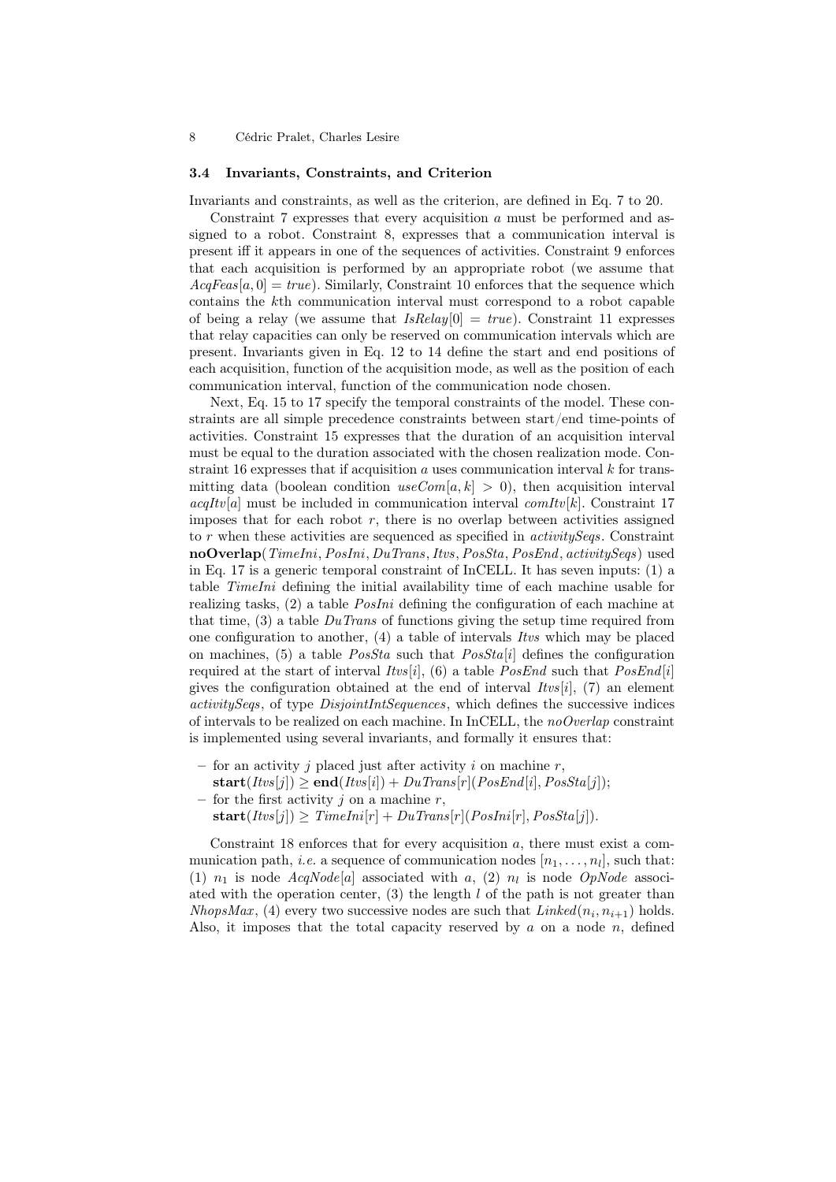### 3.4 Invariants, Constraints, and Criterion

Invariants and constraints, as well as the criterion, are defined in Eq. 7 to 20.

Constraint 7 expresses that every acquisition $a$ must be performed and assigned to a robot. Constraint 8, expresses that a communication interval is present iff it appears in one of the sequences of activities. Constraint 9 enforces that each acquisition is performed by an appropriate robot (we assume that $AcqFeas[a, 0] = true$). Similarly, Constraint 10 enforces that the sequence which contains the $k$th communication interval must correspond to a robot capable of being a relay (we assume that $IsRelay[0] = true$). Constraint 11 expresses that relay capacities can only be reserved on communication intervals which are present. Invariants given in Eq. 12 to 14 define the start and end positions of each acquisition, function of the acquisition mode, as well as the position of each communication interval, function of the communication node chosen.

Next, Eq. 15 to 17 specify the temporal constraints of the model. These constraints are all simple precedence constraints between start/end time-points of activities. Constraint 15 expresses that the duration of an acquisition interval must be equal to the duration associated with the chosen realization mode. Constraint 16 expresses that if acquisition $a$ uses communication interval $k$ for transmitting data (boolean condition $useCom[a, k] > 0$), then acquisition interval $acqItv[a]$ must be included in communication interval $comItv[k]$. Constraint 17 imposes that for each robot $r$, there is no overlap between activities assigned to $r$ when these activities are sequenced as specified in *activitySeqs*. Constraint **noOverlap**(*TimeIni*, *PosIni*, *DuTrans*, *Itvs*, *PosSta*, *PosEnd*, *activitySeqs*) used in Eq. 17 is a generic temporal constraint of InCELL. It has seven inputs: (1) a table *TimeIni* defining the initial availability time of each machine usable for realizing tasks, (2) a table *PosIni* defining the configuration of each machine at that time, (3) a table *DuTrans* of functions giving the setup time required from one configuration to another, (4) a table of intervals *Itvs* which may be placed on machines, (5) a table *PosSta* such that $PosSta[i]$ defines the configuration required at the start of interval $Itvs[i]$, (6) a table *PosEnd* such that $PosEnd[i]$ gives the configuration obtained at the end of interval $Itvs[i]$, (7) an element *activitySeqs*, of type *DisjointIntSequences*, which defines the successive indices of intervals to be realized on each machine. In InCELL, the *noOverlap* constraint is implemented using several invariants, and formally it ensures that:

- for an activity $j$ placed just after activity $i$ on machine $r$, $\mathbf{start}(Itvs[j]) \geq \mathbf{end}(Itvs[i]) + DuTrans[r](PosEnd[i], PosSta[j])$;
- for the first activity $j$ on a machine $r$, $\mathbf{start}(Itvs[j]) \geq TimeIni[r] + DuTrans[r](PosIni[r], PosSta[j])$.

Constraint 18 enforces that for every acquisition $a$, there must exist a communication path, *i.e.* a sequence of communication nodes $[n_1, \ldots, n_l]$, such that: (1) $n_1$ is node $AcqNode[a]$ associated with $a$, (2) $n_l$ is node $OpNode$ associated with the operation center, (3) the length $l$ of the path is not greater than $NhopsMax$, (4) every two successive nodes are such that $Linked(n_i, n_{i+1})$ holds. Also, it imposes that the total capacity reserved by $a$ on a node $n$, defined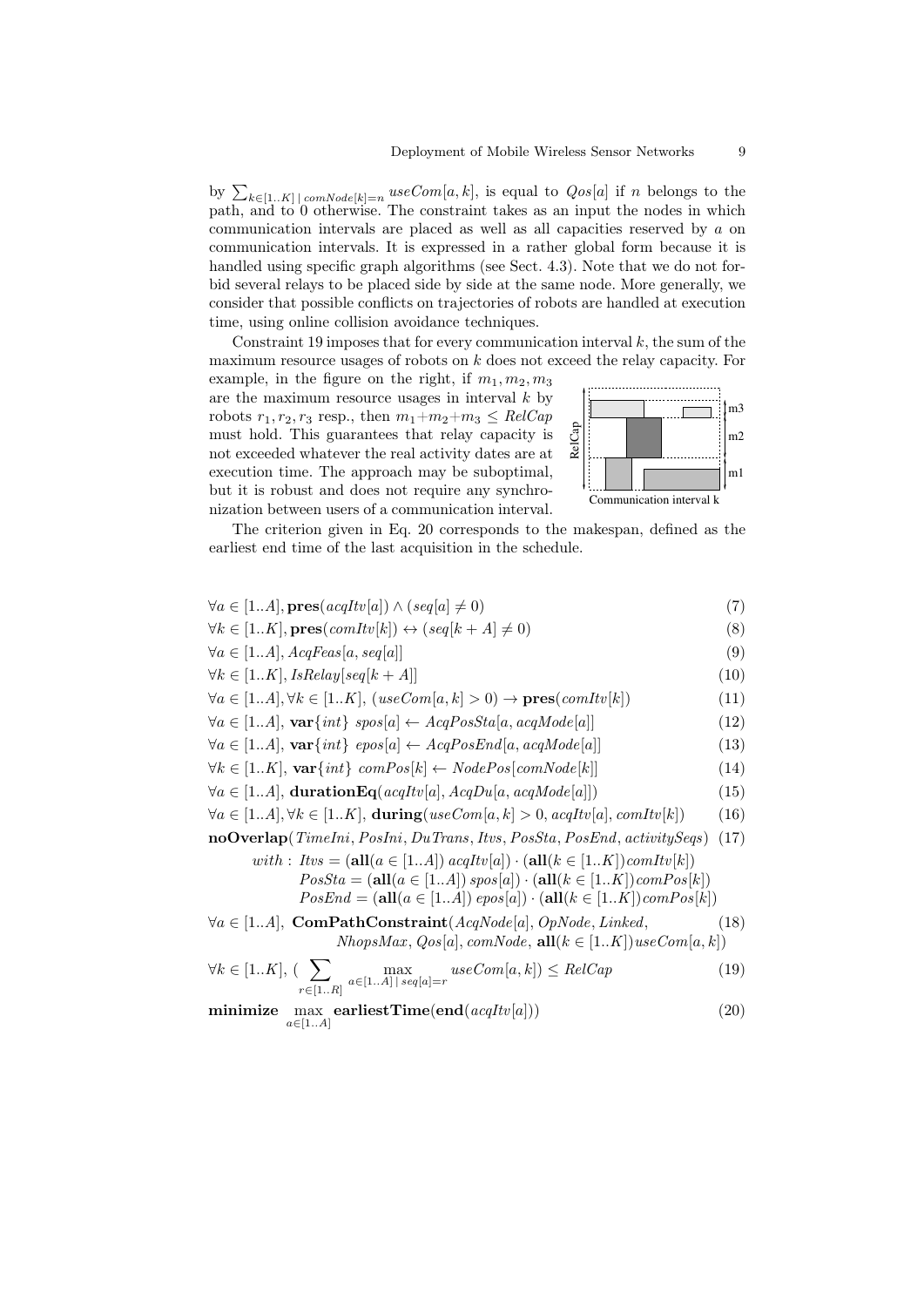by $\sum_{k\in[1..K]\,|\,comNode[k]=n} useCom[a,k]$, is equal to $Qos[a]$ if $n$ belongs to the path, and to 0 otherwise. The constraint takes as an input the nodes in which communication intervals are placed as well as all capacities reserved by $a$ on communication intervals. It is expressed in a rather global form because it is handled using specific graph algorithms (see Sect. 4.3). Note that we do not forbid several relays to be placed side by side at the same node. More generally, we consider that possible conflicts on trajectories of robots are handled at execution time, using online collision avoidance techniques.

Constraint 19 imposes that for every communication interval $k$, the sum of the maximum resource usages of robots on $k$ does not exceed the relay capacity. For example, in the figure on the right, if $m_1, m_2, m_3$ are the maximum resource usages in interval $k$ by robots $r_1, r_2, r_3$ resp., then $m_1+m_2+m_3 \leq RelCap$ must hold. This guarantees that relay capacity is not exceeded whatever the real activity dates are at execution time. The approach may be suboptimal, but it is robust and does not require any synchronization between users of a communication interval.

The criterion given in Eq. 20 corresponds to the makespan, defined as the earliest end time of the last acquisition in the schedule.

$$\forall a \in [1..A], \mathbf{pres}(acqItv[a]) \wedge (seq[a] \neq 0) \tag{7}$$

$$\forall k \in [1..K], \mathbf{pres}(comItv[k]) \leftrightarrow (seq[k+A] \neq 0) \tag{8}$$

$$\forall a \in [1..A], AcqFeas[a, seq[a]] \tag{9}$$

$$\forall k \in [1..K], IsRelay[seq[k+A]] \tag{10}$$

$$\forall a \in [1..A], \forall k \in [1..K],\ (useCom[a,k] > 0) \rightarrow \mathbf{pres}(comItv[k]) \tag{11}$$

$$\forall a \in [1..A],\ \mathbf{var}\{int\}\ spos[a] \leftarrow AcqPosSta[a, acqMode[a]] \tag{12}$$

$$\forall a \in [1..A],\ \mathbf{var}\{int\}\ epos[a] \leftarrow AcqPosEnd[a, acqMode[a]] \tag{13}$$

$$\forall k \in [1..K],\ \mathbf{var}\{int\}\ comPos[k] \leftarrow NodePos[comNode[k]] \tag{14}$$

$$\forall a \in [1..A],\ \mathbf{durationEq}(acqItv[a], AcqDu[a, acqMode[a]]) \tag{15}$$

$$\forall a \in [1..A], \forall k \in [1..K],\ \mathbf{during}(useCom[a,k] > 0, acqItv[a], comItv[k]) \tag{16}$$

$$\mathbf{noOverlap}(TimeIni, PosIni, DuTrans, Itvs, PosSta, PosEnd, activitySeqs) \tag{17}$$

$$\begin{aligned} with:\ & Itvs = (\mathbf{all}(a \in [1..A])\ acqItv[a]) \cdot (\mathbf{all}(k \in [1..K])\, comItv[k]) \\ & PosSta = (\mathbf{all}(a \in [1..A])\, spos[a]) \cdot (\mathbf{all}(k \in [1..K])\, comPos[k]) \\ & PosEnd = (\mathbf{all}(a \in [1..A])\ epos[a]) \cdot (\mathbf{all}(k \in [1..K])\, comPos[k]) \end{aligned}$$

$$\begin{aligned} \forall a \in [1..A],\ & \mathbf{ComPathConstraint}(AcqNode[a], OpNode, Linked, \\ & NhopsMax, Qos[a], comNode, \mathbf{all}(k \in [1..K])\, useCom[a,k]) \end{aligned} \tag{18}$$

$$\forall k \in [1..K],\ (\sum_{r\in[1..R]} \max_{a\in[1..A]\,|\,seq[a]=r} useCom[a,k]) \leq RelCap \tag{19}$$

$$\mathbf{minimize}\ \max_{a\in[1..A]} \mathbf{earliestTime}(\mathbf{end}(acqItv[a])) \tag{20}$$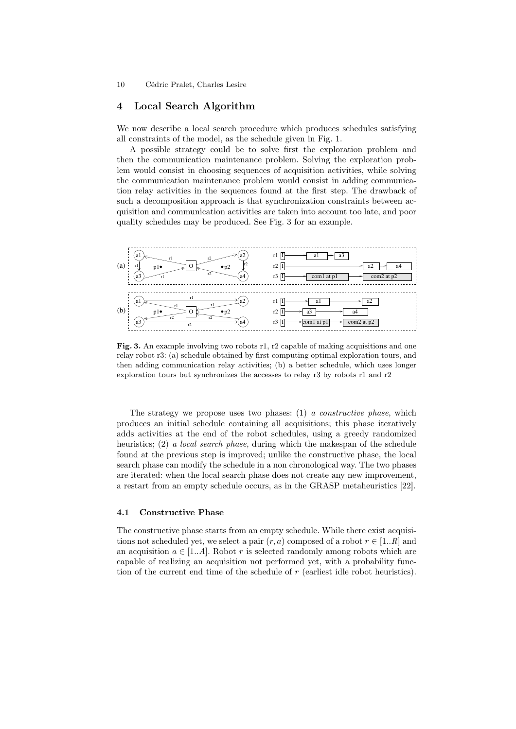## 4 Local Search Algorithm

We now describe a local search procedure which produces schedules satisfying all constraints of the model, as the schedule given in Fig. 1.

A possible strategy could be to solve first the exploration problem and then the communication maintenance problem. Solving the exploration problem would consist in choosing sequences of acquisition activities, while solving the communication maintenance problem would consist in adding communication relay activities in the sequences found at the first step. The drawback of such a decomposition approach is that synchronization constraints between acquisition and communication activities are taken into account too late, and poor quality schedules may be produced. See Fig. 3 for an example.

**Fig. 3.** An example involving two robots r1, r2 capable of making acquisitions and one relay robot r3: (a) schedule obtained by first computing optimal exploration tours, and then adding communication relay activities; (b) a better schedule, which uses longer exploration tours but synchronizes the accesses to relay r3 by robots r1 and r2

The strategy we propose uses two phases: (1) *a constructive phase*, which produces an initial schedule containing all acquisitions; this phase iteratively adds activities at the end of the robot schedules, using a greedy randomized heuristics; (2) *a local search phase*, during which the makespan of the schedule found at the previous step is improved; unlike the constructive phase, the local search phase can modify the schedule in a non chronological way. The two phases are iterated: when the local search phase does not create any new improvement, a restart from an empty schedule occurs, as in the GRASP metaheuristics [22].

### 4.1 Constructive Phase

The constructive phase starts from an empty schedule. While there exist acquisitions not scheduled yet, we select a pair $(r, a)$ composed of a robot $r \in [1..R]$ and an acquisition $a \in [1..A]$. Robot $r$ is selected randomly among robots which are capable of realizing an acquisition not performed yet, with a probability function of the current end time of the schedule of $r$ (earliest idle robot heuristics).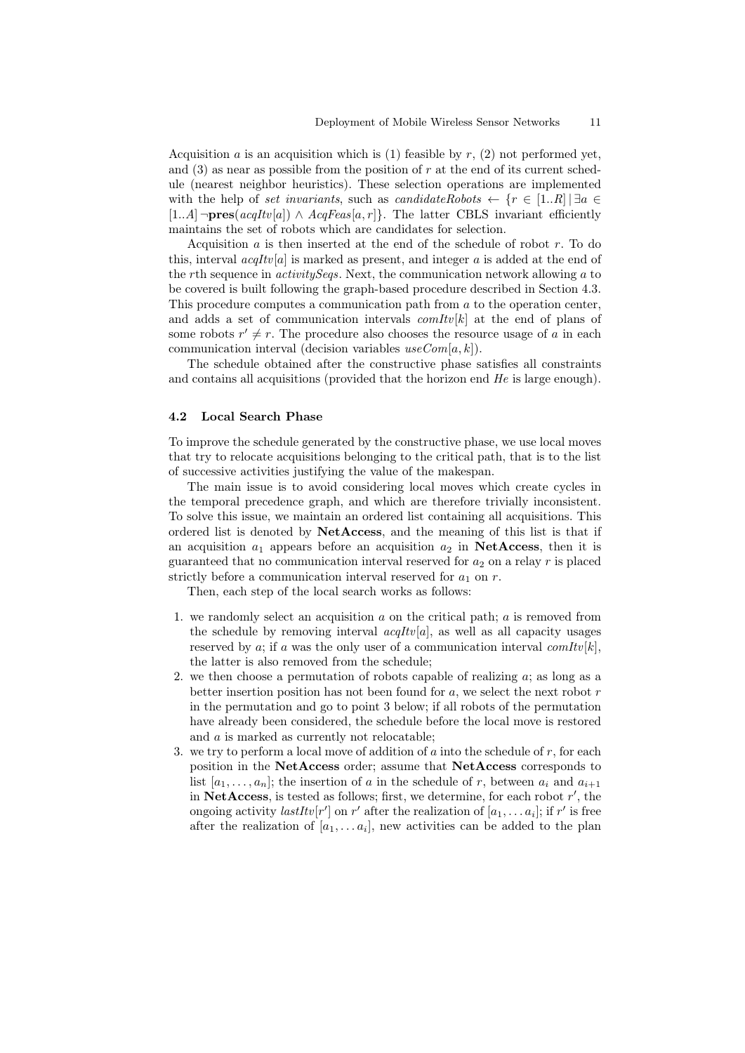Acquisition $a$ is an acquisition which is (1) feasible by $r$, (2) not performed yet, and (3) as near as possible from the position of $r$ at the end of its current schedule (nearest neighbor heuristics). These selection operations are implemented with the help of *set invariants*, such as $candidateRobots \leftarrow \{r \in [1..R] \mid \exists a \in [1..A]\, \neg\mathbf{pres}(acqItv[a]) \wedge AcqFeas[a, r]\}$. The latter CBLS invariant efficiently maintains the set of robots which are candidates for selection.

Acquisition $a$ is then inserted at the end of the schedule of robot $r$. To do this, interval $acqItv[a]$ is marked as present, and integer $a$ is added at the end of the $r$th sequence in *activitySeqs*. Next, the communication network allowing $a$ to be covered is built following the graph-based procedure described in Section 4.3. This procedure computes a communication path from $a$ to the operation center, and adds a set of communication intervals $comItv[k]$ at the end of plans of some robots $r' \neq r$. The procedure also chooses the resource usage of $a$ in each communication interval (decision variables $useCom[a, k]$).

The schedule obtained after the constructive phase satisfies all constraints and contains all acquisitions (provided that the horizon end $He$ is large enough).

### 4.2 Local Search Phase

To improve the schedule generated by the constructive phase, we use local moves that try to relocate acquisitions belonging to the critical path, that is to the list of successive activities justifying the value of the makespan.

The main issue is to avoid considering local moves which create cycles in the temporal precedence graph, and which are therefore trivially inconsistent. To solve this issue, we maintain an ordered list containing all acquisitions. This ordered list is denoted by **NetAccess**, and the meaning of this list is that if an acquisition $a_1$ appears before an acquisition $a_2$ in **NetAccess**, then it is guaranteed that no communication interval reserved for $a_2$ on a relay $r$ is placed strictly before a communication interval reserved for $a_1$ on $r$.

Then, each step of the local search works as follows:

1. we randomly select an acquisition $a$ on the critical path; $a$ is removed from the schedule by removing interval $acqItv[a]$, as well as all capacity usages reserved by $a$; if $a$ was the only user of a communication interval $comItv[k]$, the latter is also removed from the schedule;
2. we then choose a permutation of robots capable of realizing $a$; as long as a better insertion position has not been found for $a$, we select the next robot $r$ in the permutation and go to point 3 below; if all robots of the permutation have already been considered, the schedule before the local move is restored and $a$ is marked as currently not relocatable;
3. we try to perform a local move of addition of $a$ into the schedule of $r$, for each position in the **NetAccess** order; assume that **NetAccess** corresponds to list $[a_1, \ldots, a_n]$; the insertion of $a$ in the schedule of $r$, between $a_i$ and $a_{i+1}$ in **NetAccess**, is tested as follows; first, we determine, for each robot $r'$, the ongoing activity $lastItv[r']$ on $r'$ after the realization of $[a_1, \ldots a_i]$; if $r'$ is free after the realization of $[a_1, \ldots a_i]$, new activities can be added to the plan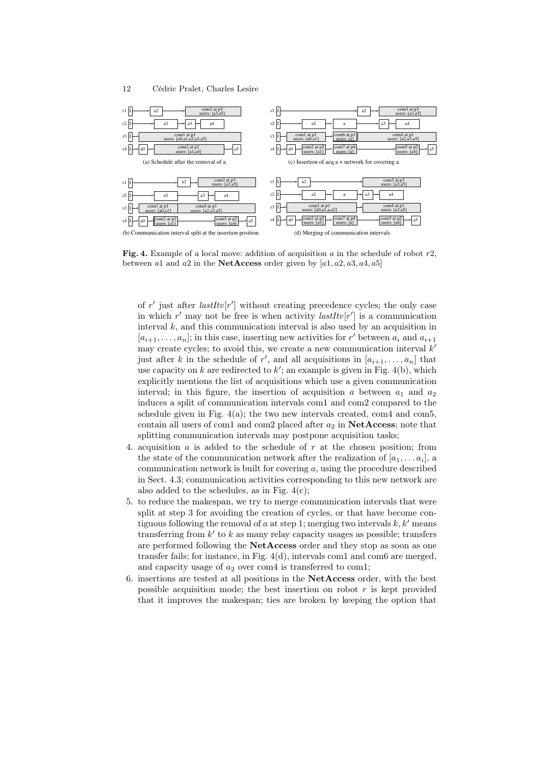**Fig. 4.** Example of a local move: addition of acquisition $a$ in the schedule of robot $r2$, between $a1$ and $a2$ in the **NetAccess** order given by $[a1, a2, a3, a4, a5]$

of $r'$ just after $lastItv[r']$ without creating precedence cycles; the only case in which $r'$ may not be free is when activity $lastItv[r']$ is a communication interval $k$, and this communication interval is also used by an acquisition in $[a_{i+1}, \ldots, a_n]$; in this case, inserting new activities for $r'$ between $a_i$ and $a_{i+1}$ may create cycles; to avoid this, we create a new communication interval $k'$ just after $k$ in the schedule of $r'$, and all acquisitions in $[a_{i+1}, \ldots, a_n]$ that use capacity on $k$ are redirected to $k'$; an example is given in Fig. 4(b), which explicitly mentions the list of acquisitions which use a given communication interval; in this figure, the insertion of acquisition $a$ between $a_1$ and $a_2$ induces a split of communication intervals com1 and com2 compared to the schedule given in Fig. 4(a); the two new intervals created, com4 and com5, contain all users of com1 and com2 placed after $a_2$ in **NetAccess**; note that splitting communication intervals may postpone acquisition tasks;

4. acquisition $a$ is added to the schedule of $r$ at the chosen position; from the state of the communication network after the realization of $[a_1, \ldots a_i]$, a communication network is built for covering $a$, using the procedure described in Sect. 4.3; communication activities corresponding to this new network are also added to the schedules, as in Fig. 4(c);
5. to reduce the makespan, we try to merge communication intervals that were split at step 3 for avoiding the creation of cycles, or that have become contiguous following the removal of $a$ at step 1; merging two intervals $k, k'$ means transferring from $k'$ to $k$ as many relay capacity usages as possible; transfers are performed following the **NetAccess** order and they stop as soon as one transfer fails; for instance, in Fig. 4(d), intervals com1 and com6 are merged, and capacity usage of $a_2$ over com4 is transferred to com1;
6. insertions are tested at all positions in the **NetAccess** order, with the best possible acquisition mode; the best insertion on robot $r$ is kept provided that it improves the makespan; ties are broken by keeping the option that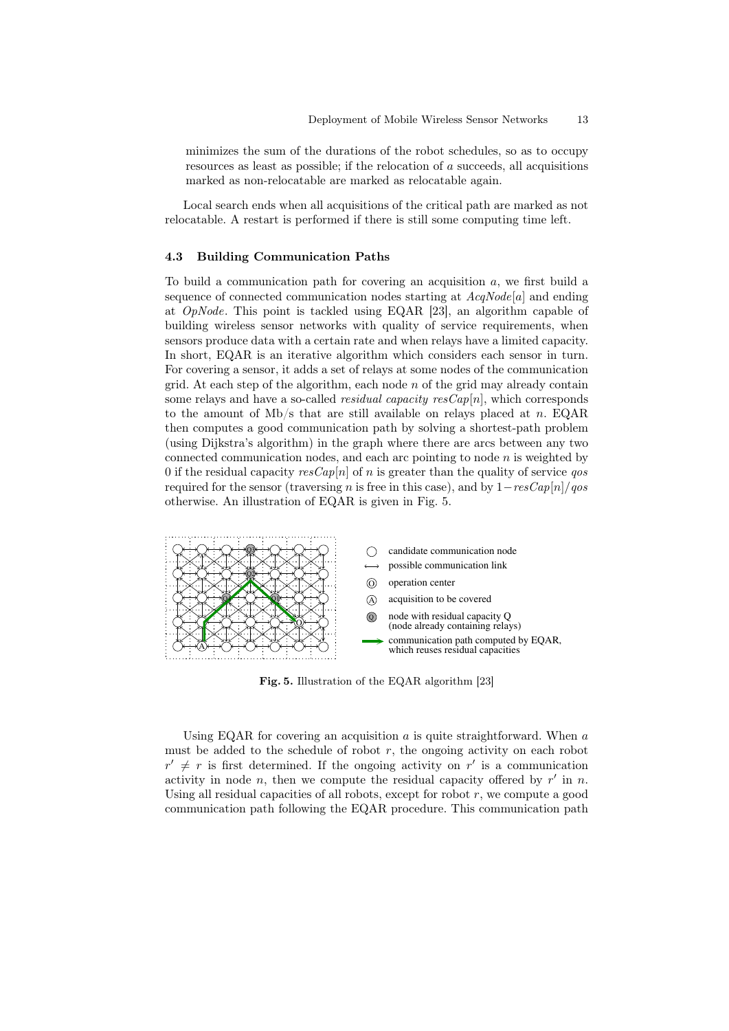minimizes the sum of the durations of the robot schedules, so as to occupy resources as least as possible; if the relocation of $a$ succeeds, all acquisitions marked as non-relocatable are marked as relocatable again.

Local search ends when all acquisitions of the critical path are marked as not relocatable. A restart is performed if there is still some computing time left.

### 4.3 Building Communication Paths

To build a communication path for covering an acquisition $a$, we first build a sequence of connected communication nodes starting at $AcqNode[a]$ and ending at $OpNode$. This point is tackled using EQAR [23], an algorithm capable of building wireless sensor networks with quality of service requirements, when sensors produce data with a certain rate and when relays have a limited capacity. In short, EQAR is an iterative algorithm which considers each sensor in turn. For covering a sensor, it adds a set of relays at some nodes of the communication grid. At each step of the algorithm, each node $n$ of the grid may already contain some relays and have a so-called *residual capacity* $resCap[n]$, which corresponds to the amount of Mb/s that are still available on relays placed at $n$. EQAR then computes a good communication path by solving a shortest-path problem (using Dijkstra's algorithm) in the graph where there are arcs between any two connected communication nodes, and each arc pointing to node $n$ is weighted by 0 if the residual capacity $resCap[n]$ of $n$ is greater than the quality of service $qos$ required for the sensor (traversing $n$ is free in this case), and by $1 - resCap[n]/qos$ otherwise. An illustration of EQAR is given in Fig. 5.

candidate communication node
possible communication link
operation center
acquisition to be covered
node with residual capacity Q (node already containing relays)
communication path computed by EQAR, which reuses residual capacities

**Fig. 5.** Illustration of the EQAR algorithm [23]

Using EQAR for covering an acquisition $a$ is quite straightforward. When $a$ must be added to the schedule of robot $r$, the ongoing activity on each robot $r' \neq r$ is first determined. If the ongoing activity on $r'$ is a communication activity in node $n$, then we compute the residual capacity offered by $r'$ in $n$. Using all residual capacities of all robots, except for robot $r$, we compute a good communication path following the EQAR procedure. This communication path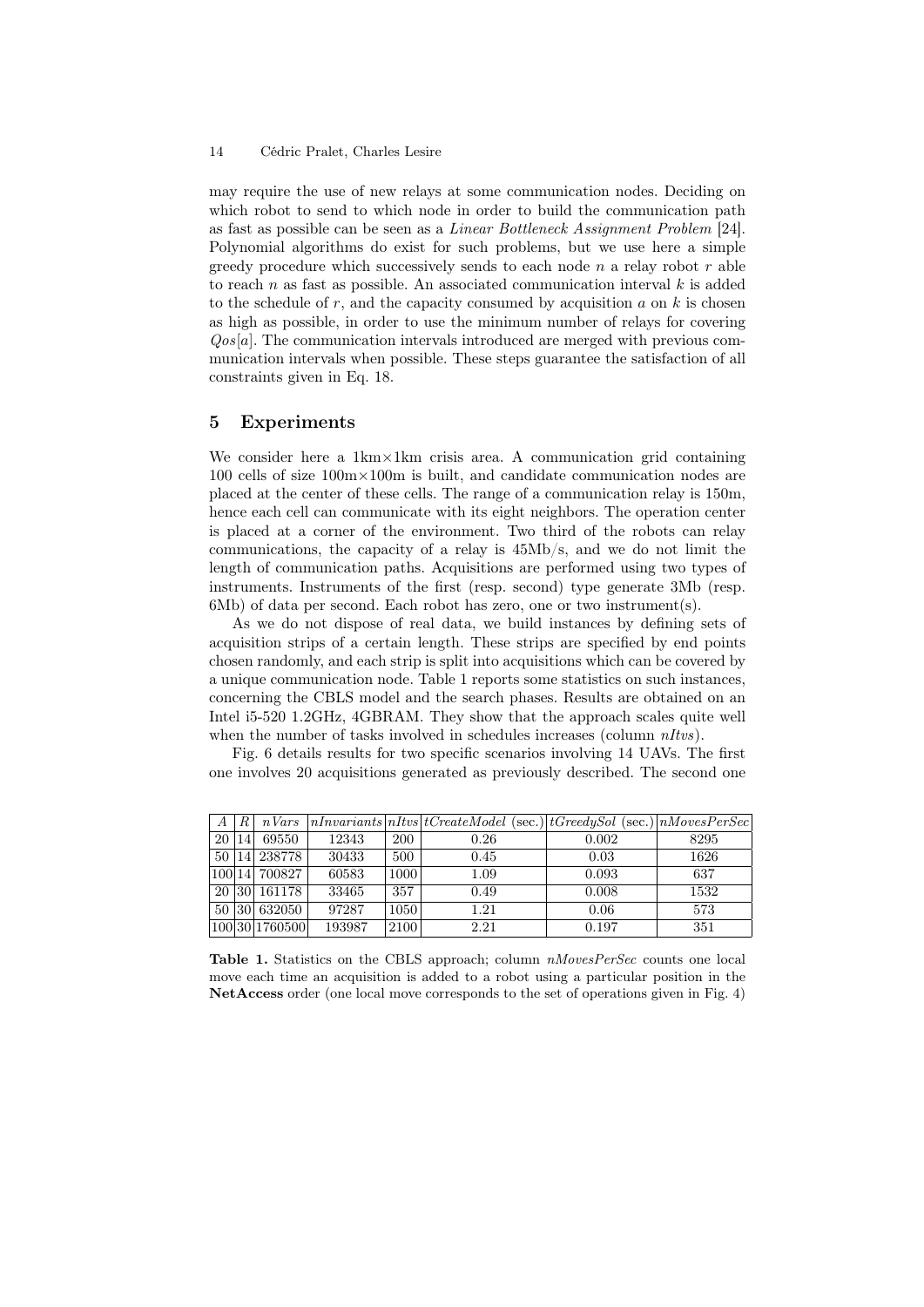may require the use of new relays at some communication nodes. Deciding on which robot to send to which node in order to build the communication path as fast as possible can be seen as a *Linear Bottleneck Assignment Problem* [24]. Polynomial algorithms do exist for such problems, but we use here a simple greedy procedure which successively sends to each node $n$ a relay robot $r$ able to reach $n$ as fast as possible. An associated communication interval $k$ is added to the schedule of $r$, and the capacity consumed by acquisition $a$ on $k$ is chosen as high as possible, in order to use the minimum number of relays for covering $Qos[a]$. The communication intervals introduced are merged with previous communication intervals when possible. These steps guarantee the satisfaction of all constraints given in Eq. 18.

## 5 Experiments

We consider here a 1km×1km crisis area. A communication grid containing 100 cells of size 100m×100m is built, and candidate communication nodes are placed at the center of these cells. The range of a communication relay is 150m, hence each cell can communicate with its eight neighbors. The operation center is placed at a corner of the environment. Two third of the robots can relay communications, the capacity of a relay is 45Mb/s, and we do not limit the length of communication paths. Acquisitions are performed using two types of instruments. Instruments of the first (resp. second) type generate 3Mb (resp. 6Mb) of data per second. Each robot has zero, one or two instrument(s).

As we do not dispose of real data, we build instances by defining sets of acquisition strips of a certain length. These strips are specified by end points chosen randomly, and each strip is split into acquisitions which can be covered by a unique communication node. Table 1 reports some statistics on such instances, concerning the CBLS model and the search phases. Results are obtained on an Intel i5-520 1.2GHz, 4GBRAM. They show that the approach scales quite well when the number of tasks involved in schedules increases (column *nItvs*).

Fig. 6 details results for two specific scenarios involving 14 UAVs. The first one involves 20 acquisitions generated as previously described. The second one

| $\|A\|$ | $\|R\|$ | *nVars* | *nInvariants* | *nItvs* | *tCreateModel* (sec.) | *tGreedySol* (sec.) | *nMovesPerSec* |
|---|---|---|---|---|---|---|---|
| 20 | 14 | 69550 | 12343 | 200 | 0.26 | 0.002 | 8295 |
| 50 | 14 | 238778 | 30433 | 500 | 0.45 | 0.03 | 1626 |
| 100 | 14 | 700827 | 60583 | 1000 | 1.09 | 0.093 | 637 |
| 20 | 30 | 161178 | 33465 | 357 | 0.49 | 0.008 | 1532 |
| 50 | 30 | 632050 | 97287 | 1050 | 1.21 | 0.06 | 573 |
| 100 | 30 | 1760500 | 193987 | 2100 | 2.21 | 0.197 | 351 |

**Table 1.** Statistics on the CBLS approach; column *nMovesPerSec* counts one local move each time an acquisition is added to a robot using a particular position in the **NetAccess** order (one local move corresponds to the set of operations given in Fig. 4)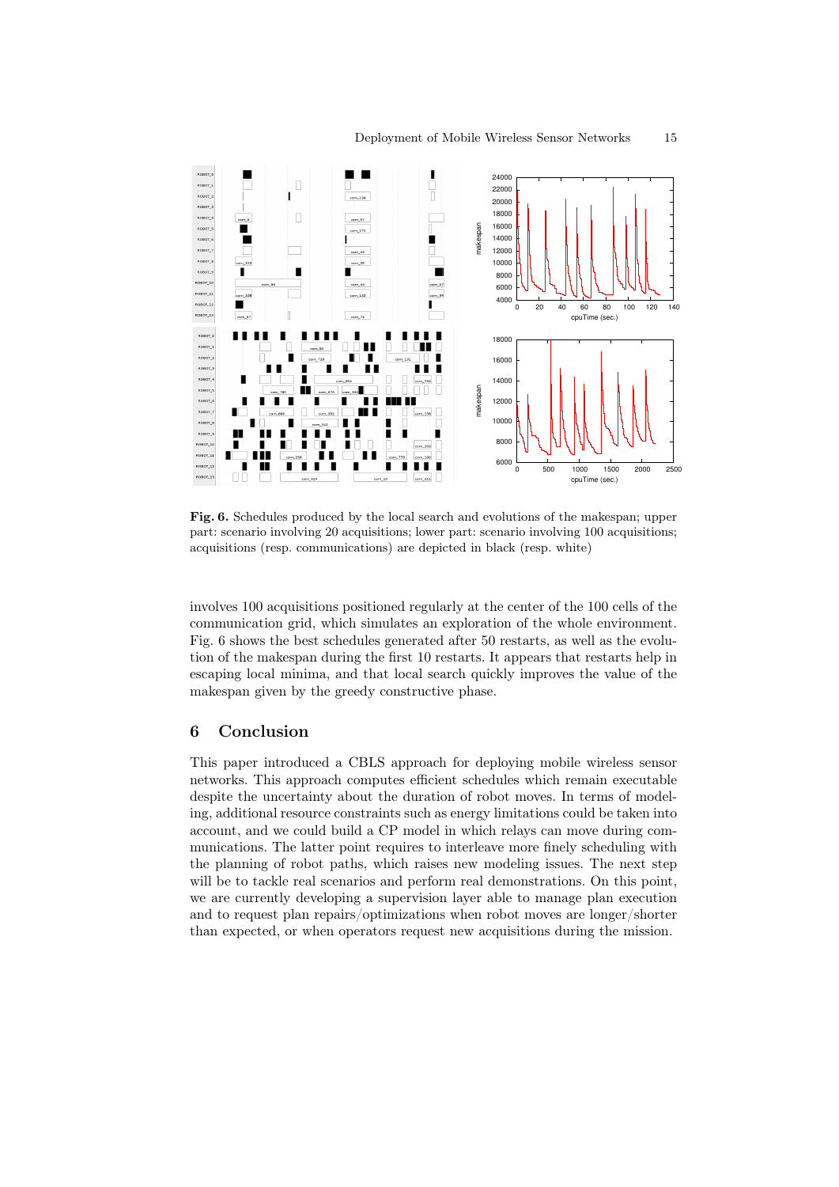**Fig. 6.** Schedules produced by the local search and evolutions of the makespan; upper part: scenario involving 20 acquisitions; lower part: scenario involving 100 acquisitions; acquisitions (resp. communications) are depicted in black (resp. white)

involves 100 acquisitions positioned regularly at the center of the 100 cells of the communication grid, which simulates an exploration of the whole environment. Fig. 6 shows the best schedules generated after 50 restarts, as well as the evolution of the makespan during the first 10 restarts. It appears that restarts help in escaping local minima, and that local search quickly improves the value of the makespan given by the greedy constructive phase.

## 6 Conclusion

This paper introduced a CBLS approach for deploying mobile wireless sensor networks. This approach computes efficient schedules which remain executable despite the uncertainty about the duration of robot moves. In terms of modeling, additional resource constraints such as energy limitations could be taken into account, and we could build a CP model in which relays can move during communications. The latter point requires to interleave more finely scheduling with the planning of robot paths, which raises new modeling issues. The next step will be to tackle real scenarios and perform real demonstrations. On this point, we are currently developing a supervision layer able to manage plan execution and to request plan repairs/optimizations when robot moves are longer/shorter than expected, or when operators request new acquisitions during the mission.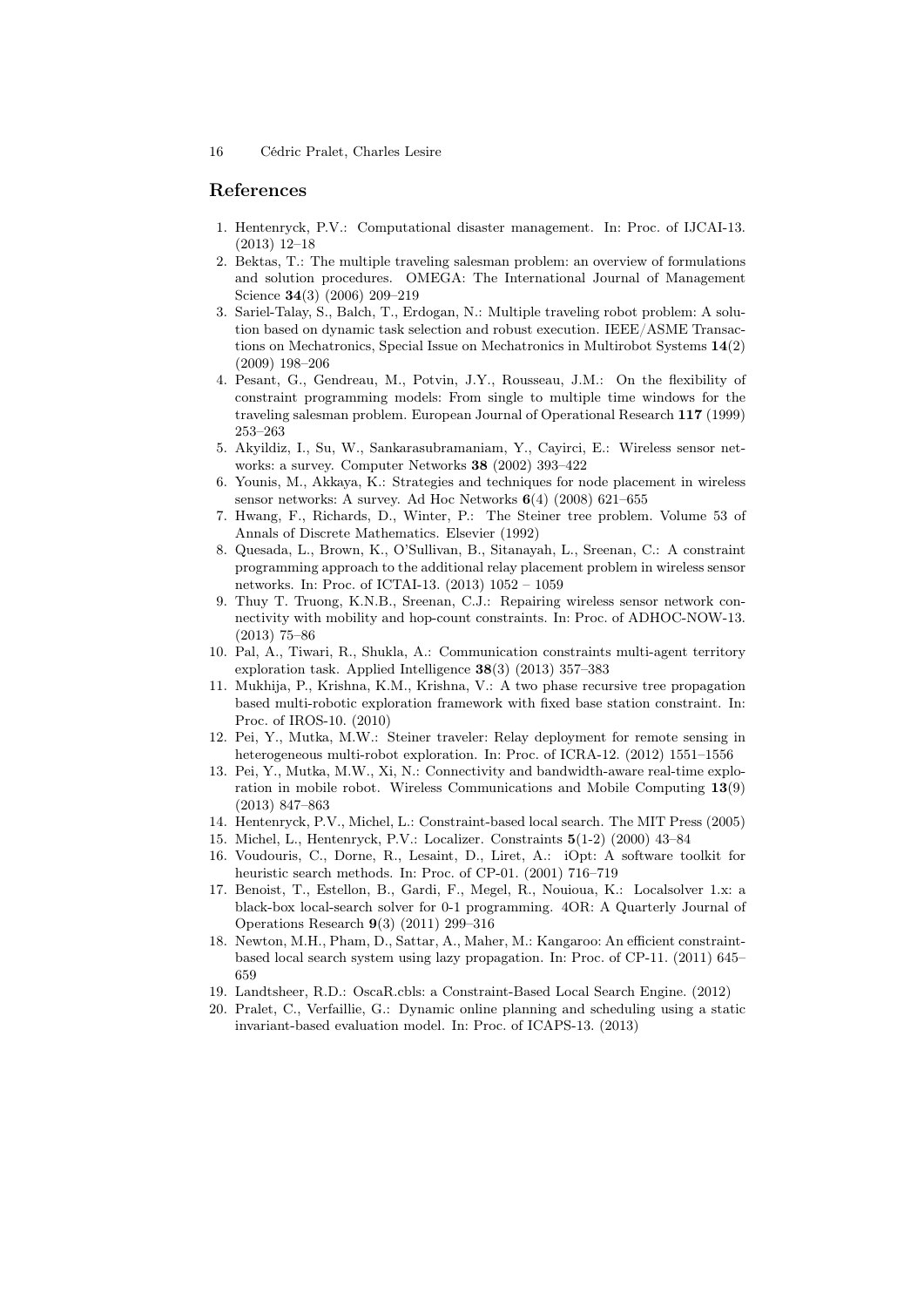## References

1. Hentenryck, P.V.: Computational disaster management. In: Proc. of IJCAI-13. (2013) 12–18
2. Bektas, T.: The multiple traveling salesman problem: an overview of formulations and solution procedures. OMEGA: The International Journal of Management Science **34**(3) (2006) 209–219
3. Sariel-Talay, S., Balch, T., Erdogan, N.: Multiple traveling robot problem: A solution based on dynamic task selection and robust execution. IEEE/ASME Transactions on Mechatronics, Special Issue on Mechatronics in Multirobot Systems **14**(2) (2009) 198–206
4. Pesant, G., Gendreau, M., Potvin, J.Y., Rousseau, J.M.: On the flexibility of constraint programming models: From single to multiple time windows for the traveling salesman problem. European Journal of Operational Research **117** (1999) 253–263
5. Akyildiz, I., Su, W., Sankarasubramaniam, Y., Cayirci, E.: Wireless sensor networks: a survey. Computer Networks **38** (2002) 393–422
6. Younis, M., Akkaya, K.: Strategies and techniques for node placement in wireless sensor networks: A survey. Ad Hoc Networks **6**(4) (2008) 621–655
7. Hwang, F., Richards, D., Winter, P.: The Steiner tree problem. Volume 53 of Annals of Discrete Mathematics. Elsevier (1992)
8. Quesada, L., Brown, K., O'Sullivan, B., Sitanayah, L., Sreenan, C.: A constraint programming approach to the additional relay placement problem in wireless sensor networks. In: Proc. of ICTAI-13. (2013) 1052 – 1059
9. Thuy T. Truong, K.N.B., Sreenan, C.J.: Repairing wireless sensor network connectivity with mobility and hop-count constraints. In: Proc. of ADHOC-NOW-13. (2013) 75–86
10. Pal, A., Tiwari, R., Shukla, A.: Communication constraints multi-agent territory exploration task. Applied Intelligence **38**(3) (2013) 357–383
11. Mukhija, P., Krishna, K.M., Krishna, V.: A two phase recursive tree propagation based multi-robotic exploration framework with fixed base station constraint. In: Proc. of IROS-10. (2010)
12. Pei, Y., Mutka, M.W.: Steiner traveler: Relay deployment for remote sensing in heterogeneous multi-robot exploration. In: Proc. of ICRA-12. (2012) 1551–1556
13. Pei, Y., Mutka, M.W., Xi, N.: Connectivity and bandwidth-aware real-time exploration in mobile robot. Wireless Communications and Mobile Computing **13**(9) (2013) 847–863
14. Hentenryck, P.V., Michel, L.: Constraint-based local search. The MIT Press (2005)
15. Michel, L., Hentenryck, P.V.: Localizer. Constraints **5**(1-2) (2000) 43–84
16. Voudouris, C., Dorne, R., Lesaint, D., Liret, A.: iOpt: A software toolkit for heuristic search methods. In: Proc. of CP-01. (2001) 716–719
17. Benoist, T., Estellon, B., Gardi, F., Megel, R., Nouioua, K.: Localsolver 1.x: a black-box local-search solver for 0-1 programming. 4OR: A Quarterly Journal of Operations Research **9**(3) (2011) 299–316
18. Newton, M.H., Pham, D., Sattar, A., Maher, M.: Kangaroo: An efficient constraint-based local search system using lazy propagation. In: Proc. of CP-11. (2011) 645–659
19. Landtsheer, R.D.: OscaR.cbls: a Constraint-Based Local Search Engine. (2012)
20. Pralet, C., Verfaillie, G.: Dynamic online planning and scheduling using a static invariant-based evaluation model. In: Proc. of ICAPS-13. (2013)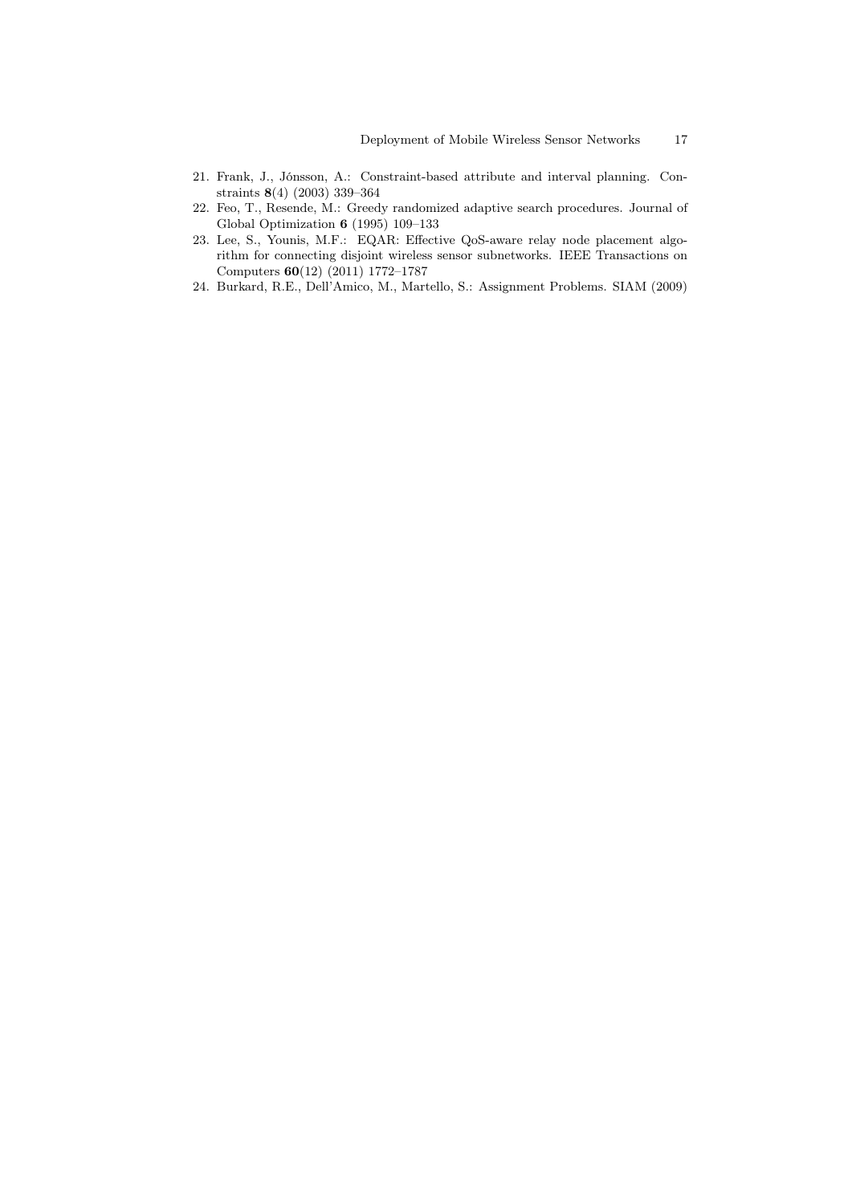21. Frank, J., Jónsson, A.: Constraint-based attribute and interval planning. Constraints **8**(4) (2003) 339–364
22. Feo, T., Resende, M.: Greedy randomized adaptive search procedures. Journal of Global Optimization **6** (1995) 109–133
23. Lee, S., Younis, M.F.: EQAR: Effective QoS-aware relay node placement algorithm for connecting disjoint wireless sensor subnetworks. IEEE Transactions on Computers **60**(12) (2011) 1772–1787
24. Burkard, R.E., Dell'Amico, M., Martello, S.: Assignment Problems. SIAM (2009)